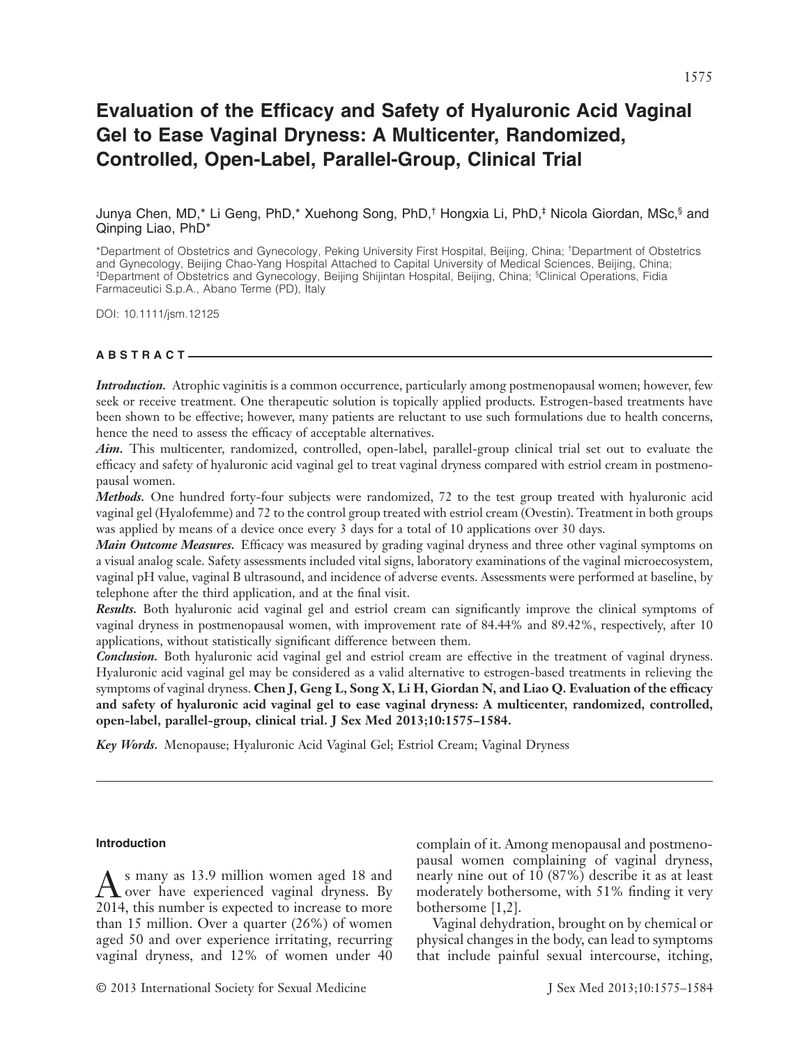# Evaluation of the Efficacy and Safety of Hyaluronic Acid Vaginal Gel to Ease Vaginal Dryness: A Multicenter, Randomized, Controlled, Open-Label, Parallel-Group, Clinical Trial

Junya Chen, MD,* Li Geng, PhD,* Xuehong Song, PhD,† Hongxia Li, PhD,‡ Nicola Giordan, MSc,§ and Qinping Liao, PhD*

*Department of Obstetrics and Gynecology, Peking University First Hospital, Beijing, China; †Department of Obstetrics and Gynecology, Beijing Chao-Yang Hospital Attached to Capital University of Medical Sciences, Beijing, China; ‡Department of Obstetrics and Gynecology, Beijing Shijintan Hospital, Beijing, China; §Clinical Operations, Fidia Farmaceutici S.p.A., Abano Terme (PD), Italy

DOI: 10.1111/jsm.12125

## ABSTRACT

***Introduction.*** Atrophic vaginitis is a common occurrence, particularly among postmenopausal women; however, few seek or receive treatment. One therapeutic solution is topically applied products. Estrogen-based treatments have been shown to be effective; however, many patients are reluctant to use such formulations due to health concerns, hence the need to assess the efficacy of acceptable alternatives.

***Aim.*** This multicenter, randomized, controlled, open-label, parallel-group clinical trial set out to evaluate the efficacy and safety of hyaluronic acid vaginal gel to treat vaginal dryness compared with estriol cream in postmenopausal women.

***Methods.*** One hundred forty-four subjects were randomized, 72 to the test group treated with hyaluronic acid vaginal gel (Hyalofemme) and 72 to the control group treated with estriol cream (Ovestin). Treatment in both groups was applied by means of a device once every 3 days for a total of 10 applications over 30 days.

***Main Outcome Measures.*** Efficacy was measured by grading vaginal dryness and three other vaginal symptoms on a visual analog scale. Safety assessments included vital signs, laboratory examinations of the vaginal microecosystem, vaginal pH value, vaginal B ultrasound, and incidence of adverse events. Assessments were performed at baseline, by telephone after the third application, and at the final visit.

***Results.*** Both hyaluronic acid vaginal gel and estriol cream can significantly improve the clinical symptoms of vaginal dryness in postmenopausal women, with improvement rate of 84.44% and 89.42%, respectively, after 10 applications, without statistically significant difference between them.

***Conclusion.*** Both hyaluronic acid vaginal gel and estriol cream are effective in the treatment of vaginal dryness. Hyaluronic acid vaginal gel may be considered as a valid alternative to estrogen-based treatments in relieving the symptoms of vaginal dryness. **Chen J, Geng L, Song X, Li H, Giordan N, and Liao Q. Evaluation of the efficacy and safety of hyaluronic acid vaginal gel to ease vaginal dryness: A multicenter, randomized, controlled, open-label, parallel-group, clinical trial. J Sex Med 2013;10:1575–1584.**

***Key Words.*** Menopause; Hyaluronic Acid Vaginal Gel; Estriol Cream; Vaginal Dryness

## Introduction

As many as 13.9 million women aged 18 and over have experienced vaginal dryness. By 2014, this number is expected to increase to more than 15 million. Over a quarter (26%) of women aged 50 and over experience irritating, recurring vaginal dryness, and 12% of women under 40 complain of it. Among menopausal and postmenopausal women complaining of vaginal dryness, nearly nine out of 10 (87%) describe it as at least moderately bothersome, with 51% finding it very bothersome [1,2].

Vaginal dehydration, brought on by chemical or physical changes in the body, can lead to symptoms that include painful sexual intercourse, itching,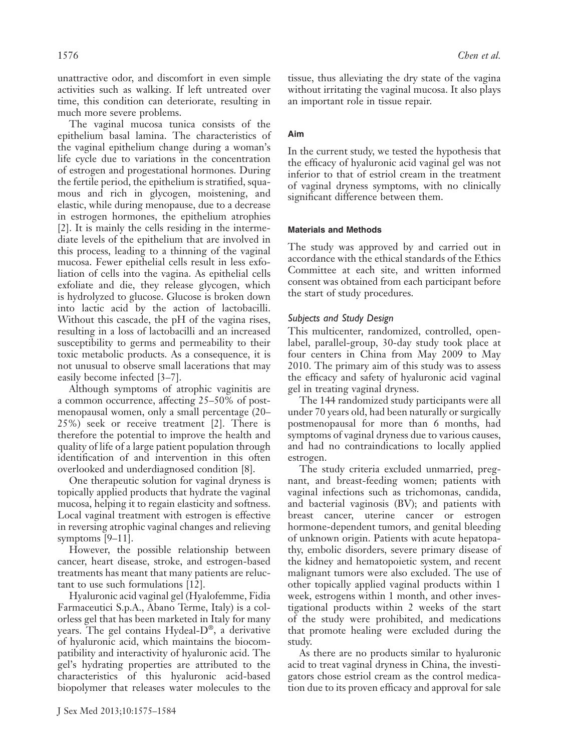unattractive odor, and discomfort in even simple activities such as walking. If left untreated over time, this condition can deteriorate, resulting in much more severe problems.

The vaginal mucosa tunica consists of the epithelium basal lamina. The characteristics of the vaginal epithelium change during a woman's life cycle due to variations in the concentration of estrogen and progestational hormones. During the fertile period, the epithelium is stratified, squamous and rich in glycogen, moistening, and elastic, while during menopause, due to a decrease in estrogen hormones, the epithelium atrophies [2]. It is mainly the cells residing in the intermediate levels of the epithelium that are involved in this process, leading to a thinning of the vaginal mucosa. Fewer epithelial cells result in less exfoliation of cells into the vagina. As epithelial cells exfoliate and die, they release glycogen, which is hydrolyzed to glucose. Glucose is broken down into lactic acid by the action of lactobacilli. Without this cascade, the pH of the vagina rises, resulting in a loss of lactobacilli and an increased susceptibility to germs and permeability to their toxic metabolic products. As a consequence, it is not unusual to observe small lacerations that may easily become infected [3–7].

Although symptoms of atrophic vaginitis are a common occurrence, affecting 25–50% of postmenopausal women, only a small percentage (20–25%) seek or receive treatment [2]. There is therefore the potential to improve the health and quality of life of a large patient population through identification of and intervention in this often overlooked and underdiagnosed condition [8].

One therapeutic solution for vaginal dryness is topically applied products that hydrate the vaginal mucosa, helping it to regain elasticity and softness. Local vaginal treatment with estrogen is effective in reversing atrophic vaginal changes and relieving symptoms [9–11].

However, the possible relationship between cancer, heart disease, stroke, and estrogen-based treatments has meant that many patients are reluctant to use such formulations [12].

Hyaluronic acid vaginal gel (Hyalofemme, Fidia Farmaceutici S.p.A., Abano Terme, Italy) is a colorless gel that has been marketed in Italy for many years. The gel contains Hydeal-D®, a derivative of hyaluronic acid, which maintains the biocompatibility and interactivity of hyaluronic acid. The gel's hydrating properties are attributed to the characteristics of this hyaluronic acid-based biopolymer that releases water molecules to the tissue, thus alleviating the dry state of the vagina without irritating the vaginal mucosa. It also plays an important role in tissue repair.

## Aim

In the current study, we tested the hypothesis that the efficacy of hyaluronic acid vaginal gel was not inferior to that of estriol cream in the treatment of vaginal dryness symptoms, with no clinically significant difference between them.

## Materials and Methods

The study was approved by and carried out in accordance with the ethical standards of the Ethics Committee at each site, and written informed consent was obtained from each participant before the start of study procedures.

### *Subjects and Study Design*

This multicenter, randomized, controlled, open-label, parallel-group, 30-day study took place at four centers in China from May 2009 to May 2010. The primary aim of this study was to assess the efficacy and safety of hyaluronic acid vaginal gel in treating vaginal dryness.

The 144 randomized study participants were all under 70 years old, had been naturally or surgically postmenopausal for more than 6 months, had symptoms of vaginal dryness due to various causes, and had no contraindications to locally applied estrogen.

The study criteria excluded unmarried, pregnant, and breast-feeding women; patients with vaginal infections such as trichomonas, candida, and bacterial vaginosis (BV); and patients with breast cancer, uterine cancer or estrogen hormone-dependent tumors, and genital bleeding of unknown origin. Patients with acute hepatopathy, embolic disorders, severe primary disease of the kidney and hematopoietic system, and recent malignant tumors were also excluded. The use of other topically applied vaginal products within 1 week, estrogens within 1 month, and other investigational products within 2 weeks of the start of the study were prohibited, and medications that promote healing were excluded during the study.

As there are no products similar to hyaluronic acid to treat vaginal dryness in China, the investigators chose estriol cream as the control medication due to its proven efficacy and approval for sale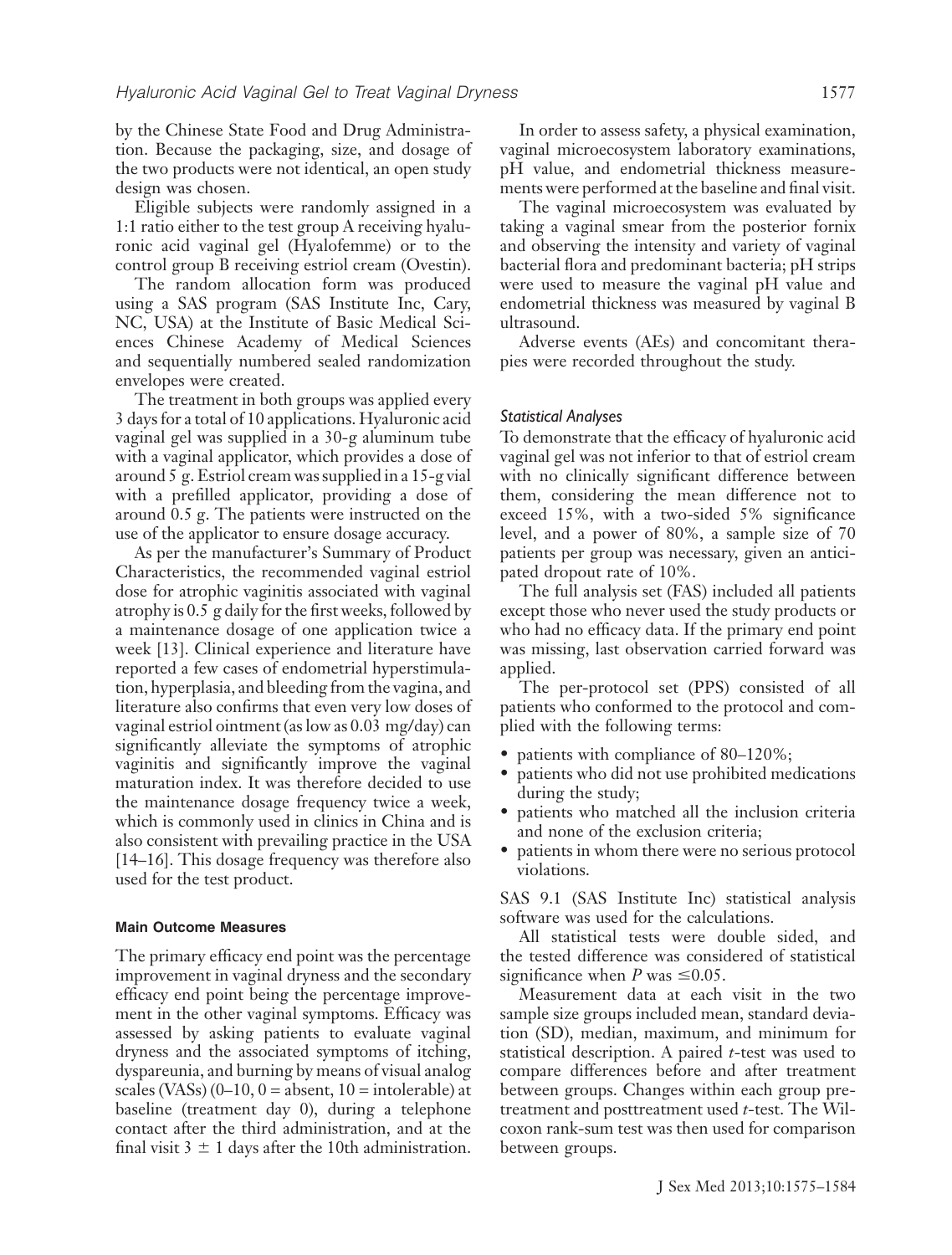by the Chinese State Food and Drug Administration. Because the packaging, size, and dosage of the two products were not identical, an open study design was chosen.

Eligible subjects were randomly assigned in a 1:1 ratio either to the test group A receiving hyaluronic acid vaginal gel (Hyalofemme) or to the control group B receiving estriol cream (Ovestin).

The random allocation form was produced using a SAS program (SAS Institute Inc, Cary, NC, USA) at the Institute of Basic Medical Sciences Chinese Academy of Medical Sciences and sequentially numbered sealed randomization envelopes were created.

The treatment in both groups was applied every 3 days for a total of 10 applications. Hyaluronic acid vaginal gel was supplied in a 30-g aluminum tube with a vaginal applicator, which provides a dose of around 5 g. Estriol cream was supplied in a 15-g vial with a prefilled applicator, providing a dose of around 0.5 g. The patients were instructed on the use of the applicator to ensure dosage accuracy.

As per the manufacturer's Summary of Product Characteristics, the recommended vaginal estriol dose for atrophic vaginitis associated with vaginal atrophy is 0.5 g daily for the first weeks, followed by a maintenance dosage of one application twice a week [13]. Clinical experience and literature have reported a few cases of endometrial hyperstimulation, hyperplasia, and bleeding from the vagina, and literature also confirms that even very low doses of vaginal estriol ointment (as low as 0.03 mg/day) can significantly alleviate the symptoms of atrophic vaginitis and significantly improve the vaginal maturation index. It was therefore decided to use the maintenance dosage frequency twice a week, which is commonly used in clinics in China and is also consistent with prevailing practice in the USA [14–16]. This dosage frequency was therefore also used for the test product.

### Main Outcome Measures

The primary efficacy end point was the percentage improvement in vaginal dryness and the secondary efficacy end point being the percentage improvement in the other vaginal symptoms. Efficacy was assessed by asking patients to evaluate vaginal dryness and the associated symptoms of itching, dyspareunia, and burning by means of visual analog scales (VASs) (0–10, 0 = absent, 10 = intolerable) at baseline (treatment day 0), during a telephone contact after the third administration, and at the final visit 3 ± 1 days after the 10th administration.

In order to assess safety, a physical examination, vaginal microecosystem laboratory examinations, pH value, and endometrial thickness measurements were performed at the baseline and final visit.

The vaginal microecosystem was evaluated by taking a vaginal smear from the posterior fornix and observing the intensity and variety of vaginal bacterial flora and predominant bacteria; pH strips were used to measure the vaginal pH value and endometrial thickness was measured by vaginal B ultrasound.

Adverse events (AEs) and concomitant therapies were recorded throughout the study.

#### *Statistical Analyses*

To demonstrate that the efficacy of hyaluronic acid vaginal gel was not inferior to that of estriol cream with no clinically significant difference between them, considering the mean difference not to exceed 15%, with a two-sided 5% significance level, and a power of 80%, a sample size of 70 patients per group was necessary, given an anticipated dropout rate of 10%.

The full analysis set (FAS) included all patients except those who never used the study products or who had no efficacy data. If the primary end point was missing, last observation carried forward was applied.

The per-protocol set (PPS) consisted of all patients who conformed to the protocol and complied with the following terms:

- patients with compliance of 80–120%;
- patients who did not use prohibited medications during the study;
- patients who matched all the inclusion criteria and none of the exclusion criteria;
- patients in whom there were no serious protocol violations.

SAS 9.1 (SAS Institute Inc) statistical analysis software was used for the calculations.

All statistical tests were double sided, and the tested difference was considered of statistical significance when $P$ was $\leq 0.05$.

Measurement data at each visit in the two sample size groups included mean, standard deviation (SD), median, maximum, and minimum for statistical description. A paired $t$-test was used to compare differences before and after treatment between groups. Changes within each group pretreatment and posttreatment used $t$-test. The Wilcoxon rank-sum test was then used for comparison between groups.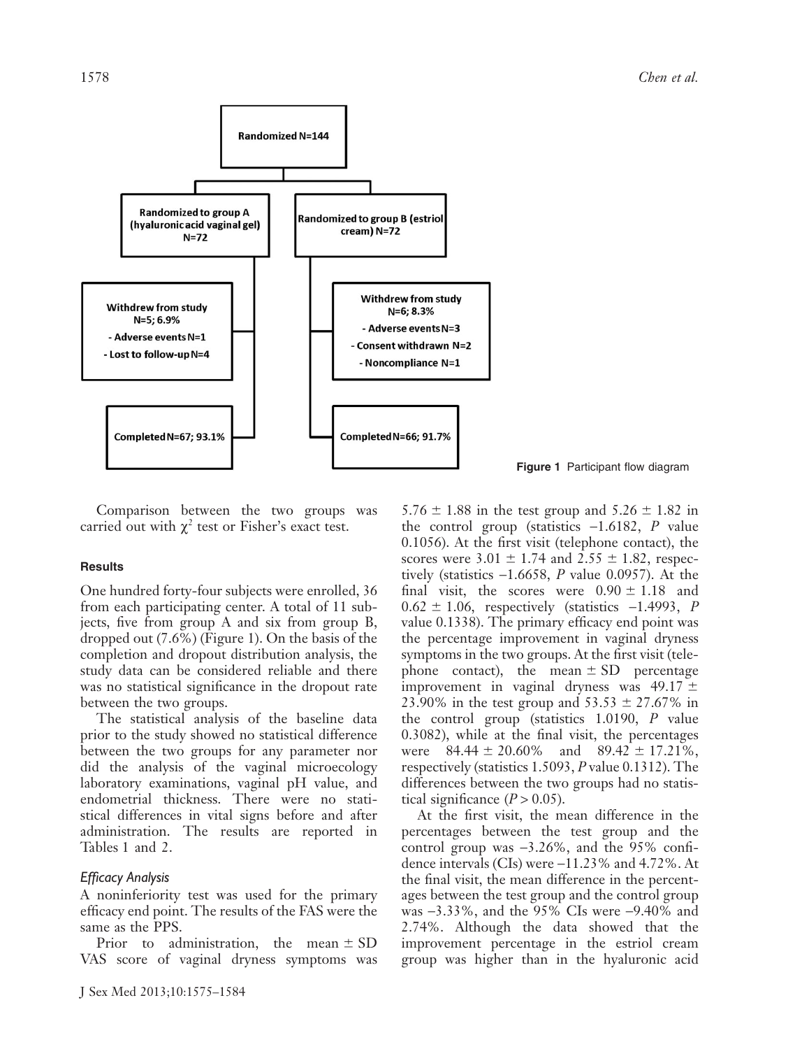Randomized N=144

- Randomized to group A (hyaluronic acid vaginal gel) N=72
  - Withdrew from study N=5; 6.9%
    - Adverse events N=1
    - Lost to follow-up N=4
  - Completed N=67; 93.1%
- Randomized to group B (estriol cream) N=72
  - Withdrew from study N=6; 8.3%
    - Adverse events N=3
    - Consent withdrawn N=2
    - Noncompliance N=1
  - Completed N=66; 91.7%

**Figure 1** Participant flow diagram

Comparison between the two groups was carried out with $\chi^2$ test or Fisher's exact test.

### Results

One hundred forty-four subjects were enrolled, 36 from each participating center. A total of 11 subjects, five from group A and six from group B, dropped out (7.6%) (Figure 1). On the basis of the completion and dropout distribution analysis, the study data can be considered reliable and there was no statistical significance in the dropout rate between the two groups.

The statistical analysis of the baseline data prior to the study showed no statistical difference between the two groups for any parameter nor did the analysis of the vaginal microecology laboratory examinations, vaginal pH value, and endometrial thickness. There were no statistical differences in vital signs before and after administration. The results are reported in Tables 1 and 2.

#### *Efficacy Analysis*

A noninferiority test was used for the primary efficacy end point. The results of the FAS were the same as the PPS.

Prior to administration, the mean ± SD VAS score of vaginal dryness symptoms was 5.76 ± 1.88 in the test group and 5.26 ± 1.82 in the control group (statistics −1.6182, *P* value 0.1056). At the first visit (telephone contact), the scores were 3.01 ± 1.74 and 2.55 ± 1.82, respectively (statistics −1.6658, *P* value 0.0957). At the final visit, the scores were 0.90 ± 1.18 and 0.62 ± 1.06, respectively (statistics −1.4993, *P* value 0.1338). The primary efficacy end point was the percentage improvement in vaginal dryness symptoms in the two groups. At the first visit (telephone contact), the mean ± SD percentage improvement in vaginal dryness was 49.17 ± 23.90% in the test group and 53.53 ± 27.67% in the control group (statistics 1.0190, *P* value 0.3082), while at the final visit, the percentages were 84.44 ± 20.60% and 89.42 ± 17.21%, respectively (statistics 1.5093, *P* value 0.1312). The differences between the two groups had no statistical significance ($P > 0.05$).

At the first visit, the mean difference in the percentages between the test group and the control group was −3.26%, and the 95% confidence intervals (CIs) were −11.23% and 4.72%. At the final visit, the mean difference in the percentages between the test group and the control group was −3.33%, and the 95% CIs were −9.40% and 2.74%. Although the data showed that the improvement percentage in the estriol cream group was higher than in the hyaluronic acid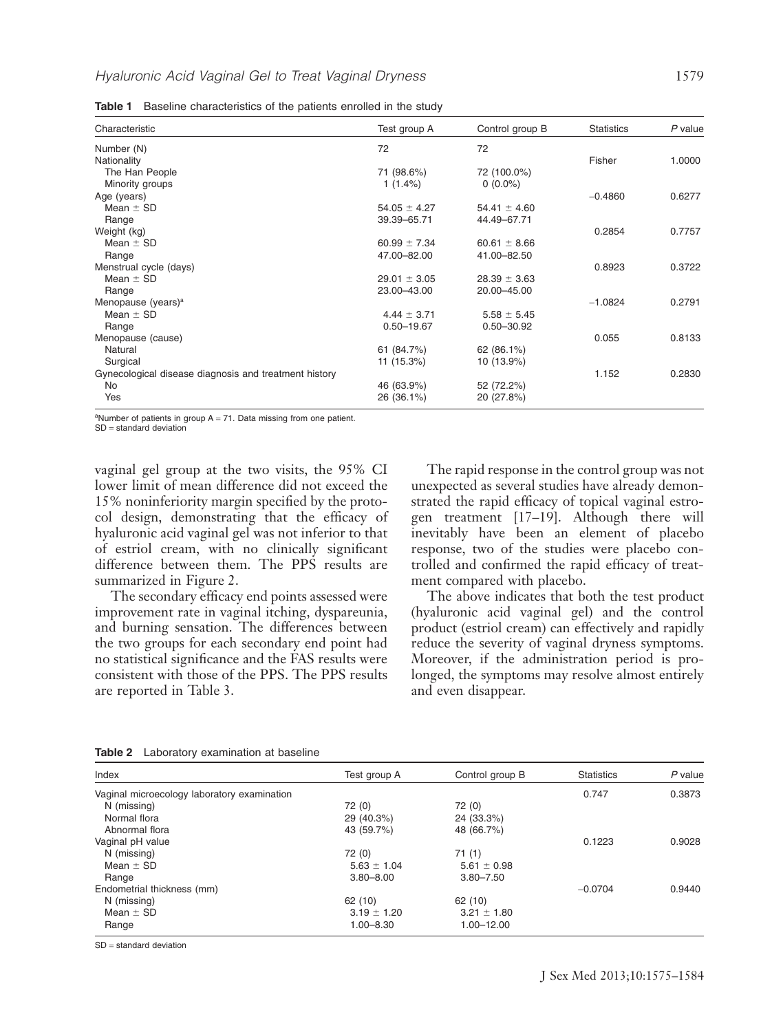**Table 1** Baseline characteristics of the patients enrolled in the study

| Characteristic | Test group A | Control group B | Statistics | *P* value |
|---|---|---|---|---|
| Number (N) | 72 | 72 | | |
| Nationality | | | Fisher | 1.0000 |
| The Han People | 71 (98.6%) | 72 (100.0%) | | |
| Minority groups | 1 (1.4%) | 0 (0.0%) | | |
| Age (years) | | | −0.4860 | 0.6277 |
| Mean ± SD | 54.05 ± 4.27 | 54.41 ± 4.60 | | |
| Range | 39.39–65.71 | 44.49–67.71 | | |
| Weight (kg) | | | 0.2854 | 0.7757 |
| Mean ± SD | 60.99 ± 7.34 | 60.61 ± 8.66 | | |
| Range | 47.00–82.00 | 41.00–82.50 | | |
| Menstrual cycle (days) | | | 0.8923 | 0.3722 |
| Mean ± SD | 29.01 ± 3.05 | 28.39 ± 3.63 | | |
| Range | 23.00–43.00 | 20.00–45.00 | | |
| Menopause (years)[a] | | | −1.0824 | 0.2791 |
| Mean ± SD | 4.44 ± 3.71 | 5.58 ± 5.45 | | |
| Range | 0.50–19.67 | 0.50–30.92 | | |
| Menopause (cause) | | | 0.055 | 0.8133 |
| Natural | 61 (84.7%) | 62 (86.1%) | | |
| Surgical | 11 (15.3%) | 10 (13.9%) | | |
| Gynecological disease diagnosis and treatment history | | | 1.152 | 0.2830 |
| No | 46 (63.9%) | 52 (72.2%) | | |
| Yes | 26 (36.1%) | 20 (27.8%) | | |

[a]Number of patients in group A = 71. Data missing from one patient.
SD = standard deviation

vaginal gel group at the two visits, the 95% CI lower limit of mean difference did not exceed the 15% noninferiority margin specified by the protocol design, demonstrating that the efficacy of hyaluronic acid vaginal gel was not inferior to that of estriol cream, with no clinically significant difference between them. The PPS results are summarized in Figure 2.

The secondary efficacy end points assessed were improvement rate in vaginal itching, dyspareunia, and burning sensation. The differences between the two groups for each secondary end point had no statistical significance and the FAS results were consistent with those of the PPS. The PPS results are reported in Table 3.

The rapid response in the control group was not unexpected as several studies have already demonstrated the rapid efficacy of topical vaginal estrogen treatment [17–19]. Although there will inevitably have been an element of placebo response, two of the studies were placebo controlled and confirmed the rapid efficacy of treatment compared with placebo.

The above indicates that both the test product (hyaluronic acid vaginal gel) and the control product (estriol cream) can effectively and rapidly reduce the severity of vaginal dryness symptoms. Moreover, if the administration period is prolonged, the symptoms may resolve almost entirely and even disappear.

**Table 2** Laboratory examination at baseline

| Index | Test group A | Control group B | Statistics | *P* value |
|---|---|---|---|---|
| Vaginal microecology laboratory examination | | | 0.747 | 0.3873 |
| N (missing) | 72 (0) | 72 (0) | | |
| Normal flora | 29 (40.3%) | 24 (33.3%) | | |
| Abnormal flora | 43 (59.7%) | 48 (66.7%) | | |
| Vaginal pH value | | | 0.1223 | 0.9028 |
| N (missing) | 72 (0) | 71 (1) | | |
| Mean ± SD | 5.63 ± 1.04 | 5.61 ± 0.98 | | |
| Range | 3.80–8.00 | 3.80–7.50 | | |
| Endometrial thickness (mm) | | | −0.0704 | 0.9440 |
| N (missing) | 62 (10) | 62 (10) | | |
| Mean ± SD | 3.19 ± 1.20 | 3.21 ± 1.80 | | |
| Range | 1.00–8.30 | 1.00–12.00 | | |

SD = standard deviation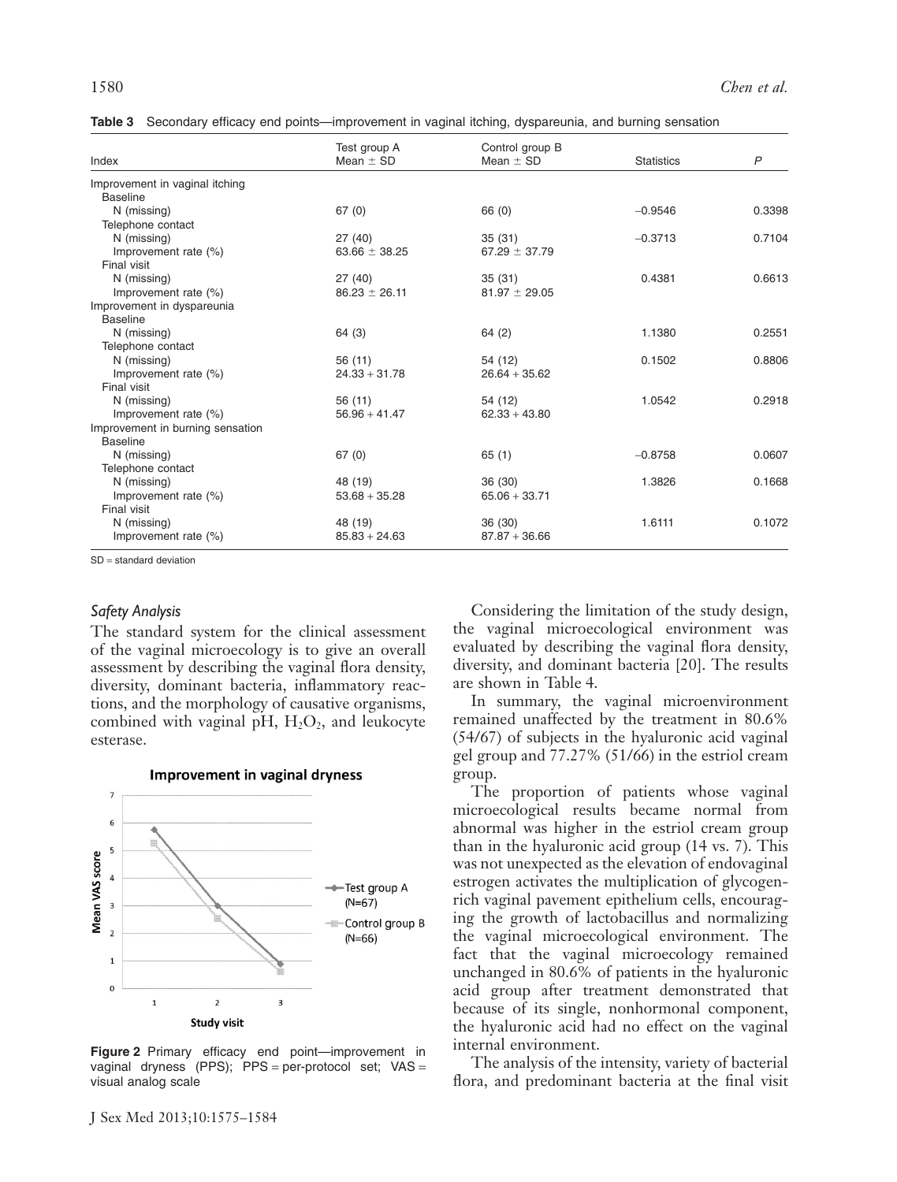**Table 3** Secondary efficacy end points—improvement in vaginal itching, dyspareunia, and burning sensation

| Index | Test group A Mean ± SD | Control group B Mean ± SD | Statistics | P |
|---|---|---|---|---|
| Improvement in vaginal itching | | | | |
| Baseline | | | | |
| N (missing) | 67 (0) | 66 (0) | −0.9546 | 0.3398 |
| Telephone contact | | | | |
| N (missing) | 27 (40) | 35 (31) | −0.3713 | 0.7104 |
| Improvement rate (%) | 63.66 ± 38.25 | 67.29 ± 37.79 | | |
| Final visit | | | | |
| N (missing) | 27 (40) | 35 (31) | 0.4381 | 0.6613 |
| Improvement rate (%) | 86.23 ± 26.11 | 81.97 ± 29.05 | | |
| Improvement in dyspareunia | | | | |
| Baseline | | | | |
| N (missing) | 64 (3) | 64 (2) | 1.1380 | 0.2551 |
| Telephone contact | | | | |
| N (missing) | 56 (11) | 54 (12) | 0.1502 | 0.8806 |
| Improvement rate (%) | 24.33 + 31.78 | 26.64 + 35.62 | | |
| Final visit | | | | |
| N (missing) | 56 (11) | 54 (12) | 1.0542 | 0.2918 |
| Improvement rate (%) | 56.96 + 41.47 | 62.33 + 43.80 | | |
| Improvement in burning sensation | | | | |
| Baseline | | | | |
| N (missing) | 67 (0) | 65 (1) | −0.8758 | 0.0607 |
| Telephone contact | | | | |
| N (missing) | 48 (19) | 36 (30) | 1.3826 | 0.1668 |
| Improvement rate (%) | 53.68 + 35.28 | 65.06 + 33.71 | | |
| Final visit | | | | |
| N (missing) | 48 (19) | 36 (30) | 1.6111 | 0.1072 |
| Improvement rate (%) | 85.83 + 24.63 | 87.87 + 36.66 | | |

SD = standard deviation

### *Safety Analysis*

The standard system for the clinical assessment of the vaginal microecology is to give an overall assessment by describing the vaginal flora density, diversity, dominant bacteria, inflammatory reactions, and the morphology of causative organisms, combined with vaginal pH, $H_2O_2$, and leukocyte esterase.

**Figure 2** Primary efficacy end point—improvement in vaginal dryness (PPS); PPS = per-protocol set; VAS = visual analog scale

Considering the limitation of the study design, the vaginal microecological environment was evaluated by describing the vaginal flora density, diversity, and dominant bacteria [20]. The results are shown in Table 4.

In summary, the vaginal microenvironment remained unaffected by the treatment in 80.6% (54/67) of subjects in the hyaluronic acid vaginal gel group and 77.27% (51/66) in the estriol cream group.

The proportion of patients whose vaginal microecological results became normal from abnormal was higher in the estriol cream group than in the hyaluronic acid group (14 vs. 7). This was not unexpected as the elevation of endovaginal estrogen activates the multiplication of glycogen-rich vaginal pavement epithelium cells, encouraging the growth of lactobacillus and normalizing the vaginal microecological environment. The fact that the vaginal microecology remained unchanged in 80.6% of patients in the hyaluronic acid group after treatment demonstrated that because of its single, nonhormonal component, the hyaluronic acid had no effect on the vaginal internal environment.

The analysis of the intensity, variety of bacterial flora, and predominant bacteria at the final visit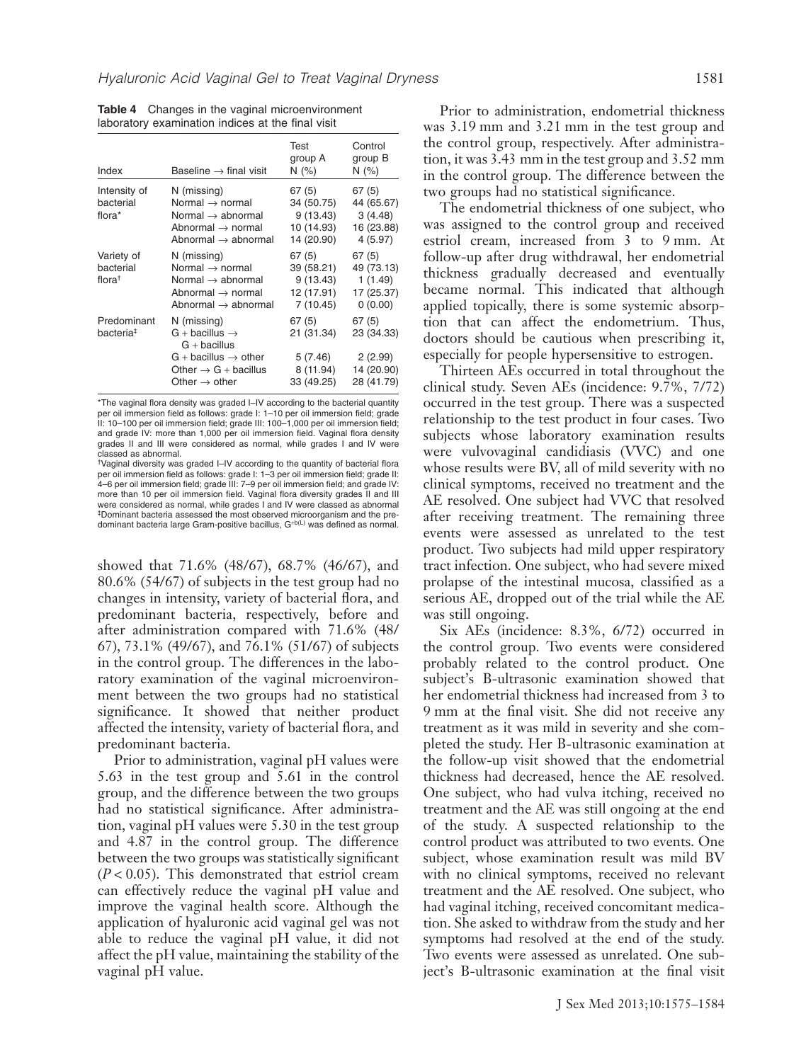**Table 4** Changes in the vaginal microenvironment laboratory examination indices at the final visit

| Index | Baseline → final visit | Test group A N (%) | Control group B N (%) |
|---|---|---|---|
| Intensity of bacterial flora* | N (missing) | 67 (5) | 67 (5) |
| | Normal → normal | 34 (50.75) | 44 (65.67) |
| | Normal → abnormal | 9 (13.43) | 3 (4.48) |
| | Abnormal → normal | 10 (14.93) | 16 (23.88) |
| | Abnormal → abnormal | 14 (20.90) | 4 (5.97) |
| Variety of bacterial flora† | N (missing) | 67 (5) | 67 (5) |
| | Normal → normal | 39 (58.21) | 49 (73.13) |
| | Normal → abnormal | 9 (13.43) | 1 (1.49) |
| | Abnormal → normal | 12 (17.91) | 17 (25.37) |
| | Abnormal → abnormal | 7 (10.45) | 0 (0.00) |
| Predominant bacteria‡ | N (missing) | 67 (5) | 67 (5) |
| | G + bacillus → G + bacillus | 21 (31.34) | 23 (34.33) |
| | G + bacillus → other | 5 (7.46) | 2 (2.99) |
| | Other → G + bacillus | 8 (11.94) | 14 (20.90) |
| | Other → other | 33 (49.25) | 28 (41.79) |

*The vaginal flora density was graded I–IV according to the bacterial quantity per oil immersion field as follows: grade I: 1–10 per oil immersion field; grade II: 10–100 per oil immersion field; grade III: 100–1,000 per oil immersion field; and grade IV: more than 1,000 per oil immersion field. Vaginal flora density grades II and III were considered as normal, while grades I and IV were classed as abnormal.
†Vaginal diversity was graded I–IV according to the quantity of bacterial flora per oil immersion field as follows: grade I: 1–3 per oil immersion field; grade II: 4–6 per oil immersion field; grade III: 7–9 per oil immersion field; and grade IV: more than 10 per oil immersion field. Vaginal flora diversity grades II and III were considered as normal, while grades I and IV were classed as abnormal
‡Dominant bacteria assessed the most observed microorganism and the predominant bacteria large Gram-positive bacillus, $G^{+b(L)}$ was defined as normal.

showed that 71.6% (48/67), 68.7% (46/67), and 80.6% (54/67) of subjects in the test group had no changes in intensity, variety of bacterial flora, and predominant bacteria, respectively, before and after administration compared with 71.6% (48/67), 73.1% (49/67), and 76.1% (51/67) of subjects in the control group. The differences in the laboratory examination of the vaginal microenvironment between the two groups had no statistical significance. It showed that neither product affected the intensity, variety of bacterial flora, and predominant bacteria.

Prior to administration, vaginal pH values were 5.63 in the test group and 5.61 in the control group, and the difference between the two groups had no statistical significance. After administration, vaginal pH values were 5.30 in the test group and 4.87 in the control group. The difference between the two groups was statistically significant ($P < 0.05$). This demonstrated that estriol cream can effectively reduce the vaginal pH value and improve the vaginal health score. Although the application of hyaluronic acid vaginal gel was not able to reduce the vaginal pH value, it did not affect the pH value, maintaining the stability of the vaginal pH value.

Prior to administration, endometrial thickness was 3.19 mm and 3.21 mm in the test group and the control group, respectively. After administration, it was 3.43 mm in the test group and 3.52 mm in the control group. The difference between the two groups had no statistical significance.

The endometrial thickness of one subject, who was assigned to the control group and received estriol cream, increased from 3 to 9 mm. At follow-up after drug withdrawal, her endometrial thickness gradually decreased and eventually became normal. This indicated that although applied topically, there is some systemic absorption that can affect the endometrium. Thus, doctors should be cautious when prescribing it, especially for people hypersensitive to estrogen.

Thirteen AEs occurred in total throughout the clinical study. Seven AEs (incidence: 9.7%, 7/72) occurred in the test group. There was a suspected relationship to the test product in four cases. Two subjects whose laboratory examination results were vulvovaginal candidiasis (VVC) and one whose results were BV, all of mild severity with no clinical symptoms, received no treatment and the AE resolved. One subject had VVC that resolved after receiving treatment. The remaining three events were assessed as unrelated to the test product. Two subjects had mild upper respiratory tract infection. One subject, who had severe mixed prolapse of the intestinal mucosa, classified as a serious AE, dropped out of the trial while the AE was still ongoing.

Six AEs (incidence: 8.3%, 6/72) occurred in the control group. Two events were considered probably related to the control product. One subject's B-ultrasonic examination showed that her endometrial thickness had increased from 3 to 9 mm at the final visit. She did not receive any treatment as it was mild in severity and she completed the study. Her B-ultrasonic examination at the follow-up visit showed that the endometrial thickness had decreased, hence the AE resolved. One subject, who had vulva itching, received no treatment and the AE was still ongoing at the end of the study. A suspected relationship to the control product was attributed to two events. One subject, whose examination result was mild BV with no clinical symptoms, received no relevant treatment and the AE resolved. One subject, who had vaginal itching, received concomitant medication. She asked to withdraw from the study and her symptoms had resolved at the end of the study. Two events were assessed as unrelated. One subject's B-ultrasonic examination at the final visit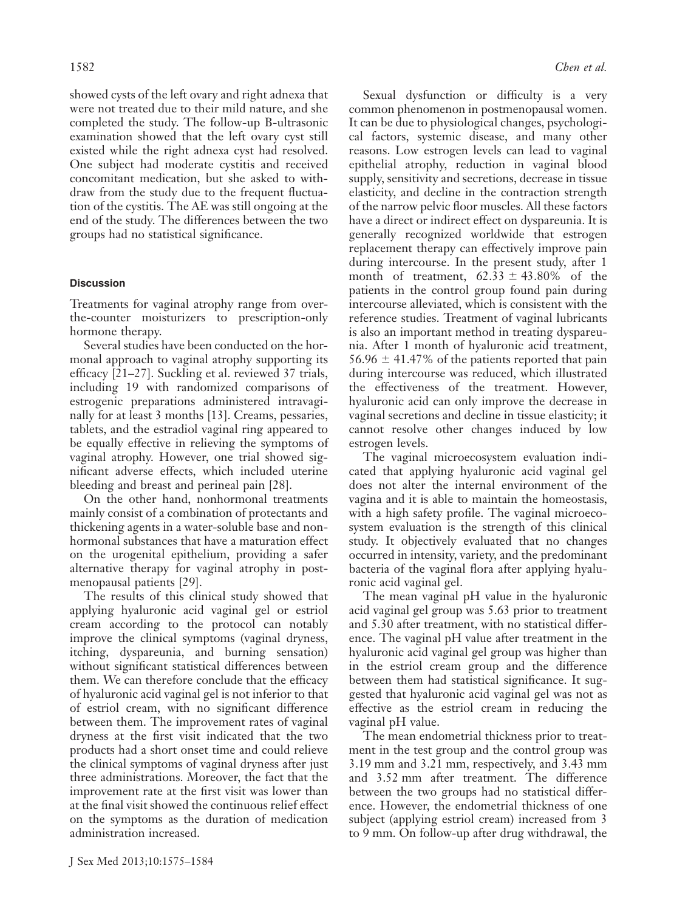showed cysts of the left ovary and right adnexa that were not treated due to their mild nature, and she completed the study. The follow-up B-ultrasonic examination showed that the left ovary cyst still existed while the right adnexa cyst had resolved. One subject had moderate cystitis and received concomitant medication, but she asked to withdraw from the study due to the frequent fluctuation of the cystitis. The AE was still ongoing at the end of the study. The differences between the two groups had no statistical significance.

## Discussion

Treatments for vaginal atrophy range from over-the-counter moisturizers to prescription-only hormone therapy.

Several studies have been conducted on the hormonal approach to vaginal atrophy supporting its efficacy [21–27]. Suckling et al. reviewed 37 trials, including 19 with randomized comparisons of estrogenic preparations administered intravaginally for at least 3 months [13]. Creams, pessaries, tablets, and the estradiol vaginal ring appeared to be equally effective in relieving the symptoms of vaginal atrophy. However, one trial showed significant adverse effects, which included uterine bleeding and breast and perineal pain [28].

On the other hand, nonhormonal treatments mainly consist of a combination of protectants and thickening agents in a water-soluble base and nonhormonal substances that have a maturation effect on the urogenital epithelium, providing a safer alternative therapy for vaginal atrophy in postmenopausal patients [29].

The results of this clinical study showed that applying hyaluronic acid vaginal gel or estriol cream according to the protocol can notably improve the clinical symptoms (vaginal dryness, itching, dyspareunia, and burning sensation) without significant statistical differences between them. We can therefore conclude that the efficacy of hyaluronic acid vaginal gel is not inferior to that of estriol cream, with no significant difference between them. The improvement rates of vaginal dryness at the first visit indicated that the two products had a short onset time and could relieve the clinical symptoms of vaginal dryness after just three administrations. Moreover, the fact that the improvement rate at the first visit was lower than at the final visit showed the continuous relief effect on the symptoms as the duration of medication administration increased.

Sexual dysfunction or difficulty is a very common phenomenon in postmenopausal women. It can be due to physiological changes, psychological factors, systemic disease, and many other reasons. Low estrogen levels can lead to vaginal epithelial atrophy, reduction in vaginal blood supply, sensitivity and secretions, decrease in tissue elasticity, and decline in the contraction strength of the narrow pelvic floor muscles. All these factors have a direct or indirect effect on dyspareunia. It is generally recognized worldwide that estrogen replacement therapy can effectively improve pain during intercourse. In the present study, after 1 month of treatment, $62.33 \pm 43.80\%$ of the patients in the control group found pain during intercourse alleviated, which is consistent with the reference studies. Treatment of vaginal lubricants is also an important method in treating dyspareunia. After 1 month of hyaluronic acid treatment, $56.96 \pm 41.47\%$ of the patients reported that pain during intercourse was reduced, which illustrated the effectiveness of the treatment. However, hyaluronic acid can only improve the decrease in vaginal secretions and decline in tissue elasticity; it cannot resolve other changes induced by low estrogen levels.

The vaginal microecosystem evaluation indicated that applying hyaluronic acid vaginal gel does not alter the internal environment of the vagina and it is able to maintain the homeostasis, with a high safety profile. The vaginal microecosystem evaluation is the strength of this clinical study. It objectively evaluated that no changes occurred in intensity, variety, and the predominant bacteria of the vaginal flora after applying hyaluronic acid vaginal gel.

The mean vaginal pH value in the hyaluronic acid vaginal gel group was 5.63 prior to treatment and 5.30 after treatment, with no statistical difference. The vaginal pH value after treatment in the hyaluronic acid vaginal gel group was higher than in the estriol cream group and the difference between them had statistical significance. It suggested that hyaluronic acid vaginal gel was not as effective as the estriol cream in reducing the vaginal pH value.

The mean endometrial thickness prior to treatment in the test group and the control group was 3.19 mm and 3.21 mm, respectively, and 3.43 mm and 3.52 mm after treatment. The difference between the two groups had no statistical difference. However, the endometrial thickness of one subject (applying estriol cream) increased from 3 to 9 mm. On follow-up after drug withdrawal, the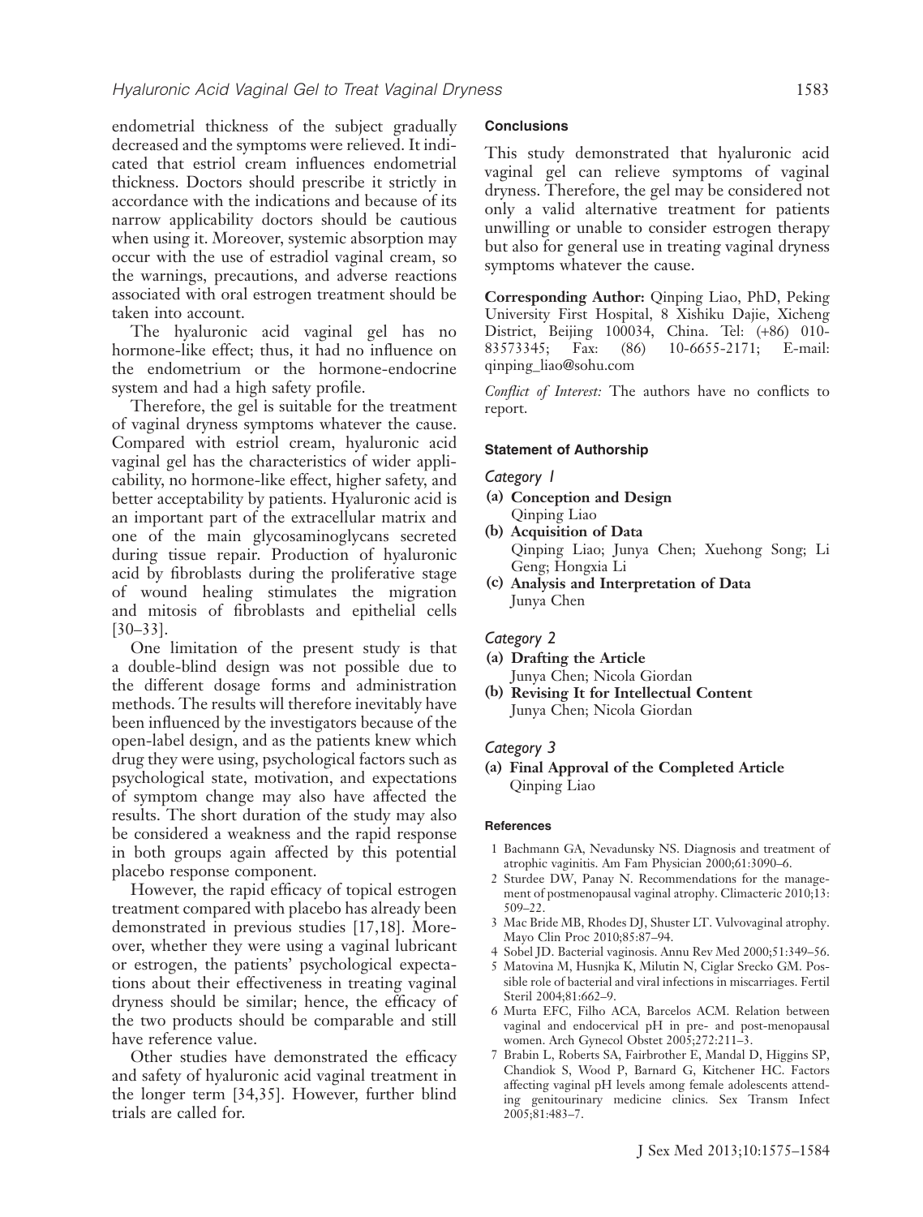endometrial thickness of the subject gradually decreased and the symptoms were relieved. It indicated that estriol cream influences endometrial thickness. Doctors should prescribe it strictly in accordance with the indications and because of its narrow applicability doctors should be cautious when using it. Moreover, systemic absorption may occur with the use of estradiol vaginal cream, so the warnings, precautions, and adverse reactions associated with oral estrogen treatment should be taken into account.

The hyaluronic acid vaginal gel has no hormone-like effect; thus, it had no influence on the endometrium or the hormone-endocrine system and had a high safety profile.

Therefore, the gel is suitable for the treatment of vaginal dryness symptoms whatever the cause. Compared with estriol cream, hyaluronic acid vaginal gel has the characteristics of wider applicability, no hormone-like effect, higher safety, and better acceptability by patients. Hyaluronic acid is an important part of the extracellular matrix and one of the main glycosaminoglycans secreted during tissue repair. Production of hyaluronic acid by fibroblasts during the proliferative stage of wound healing stimulates the migration and mitosis of fibroblasts and epithelial cells [30–33].

One limitation of the present study is that a double-blind design was not possible due to the different dosage forms and administration methods. The results will therefore inevitably have been influenced by the investigators because of the open-label design, and as the patients knew which drug they were using, psychological factors such as psychological state, motivation, and expectations of symptom change may also have affected the results. The short duration of the study may also be considered a weakness and the rapid response in both groups again affected by this potential placebo response component.

However, the rapid efficacy of topical estrogen treatment compared with placebo has already been demonstrated in previous studies [17,18]. Moreover, whether they were using a vaginal lubricant or estrogen, the patients' psychological expectations about their effectiveness in treating vaginal dryness should be similar; hence, the efficacy of the two products should be comparable and still have reference value.

Other studies have demonstrated the efficacy and safety of hyaluronic acid vaginal treatment in the longer term [34,35]. However, further blind trials are called for.

#### Conclusions

This study demonstrated that hyaluronic acid vaginal gel can relieve symptoms of vaginal dryness. Therefore, the gel may be considered not only a valid alternative treatment for patients unwilling or unable to consider estrogen therapy but also for general use in treating vaginal dryness symptoms whatever the cause.

**Corresponding Author:** Qinping Liao, PhD, Peking University First Hospital, 8 Xishiku Dajie, Xicheng District, Beijing 100034, China. Tel: (+86) 010-83573345; Fax: (86) 10-6655-2171; E-mail: qinping_liao@sohu.com

*Conflict of Interest:* The authors have no conflicts to report.

#### Statement of Authorship

*Category 1*

**(a) Conception and Design**
Qinping Liao

**(b) Acquisition of Data**
Qinping Liao; Junya Chen; Xuehong Song; Li Geng; Hongxia Li

**(c) Analysis and Interpretation of Data**
Junya Chen

*Category 2*

**(a) Drafting the Article**
Junya Chen; Nicola Giordan

**(b) Revising It for Intellectual Content**
Junya Chen; Nicola Giordan

*Category 3*

**(a) Final Approval of the Completed Article**
Qinping Liao

#### References

1 Bachmann GA, Nevadunsky NS. Diagnosis and treatment of atrophic vaginitis. Am Fam Physician 2000;61:3090–6.

2 Sturdee DW, Panay N. Recommendations for the management of postmenopausal vaginal atrophy. Climacteric 2010;13:509–22.

3 Mac Bride MB, Rhodes DJ, Shuster LT. Vulvovaginal atrophy. Mayo Clin Proc 2010;85:87–94.

4 Sobel JD. Bacterial vaginosis. Annu Rev Med 2000;51:349–56.

5 Matovina M, Husnjka K, Milutin N, Ciglar Srecko GM. Possible role of bacterial and viral infections in miscarriages. Fertil Steril 2004;81:662–9.

6 Murta EFC, Filho ACA, Barcelos ACM. Relation between vaginal and endocervical pH in pre- and post-menopausal women. Arch Gynecol Obstet 2005;272:211–3.

7 Brabin L, Roberts SA, Fairbrother E, Mandal D, Higgins SP, Chandiok S, Wood P, Barnard G, Kitchener HC. Factors affecting vaginal pH levels among female adolescents attending genitourinary medicine clinics. Sex Transm Infect 2005;81:483–7.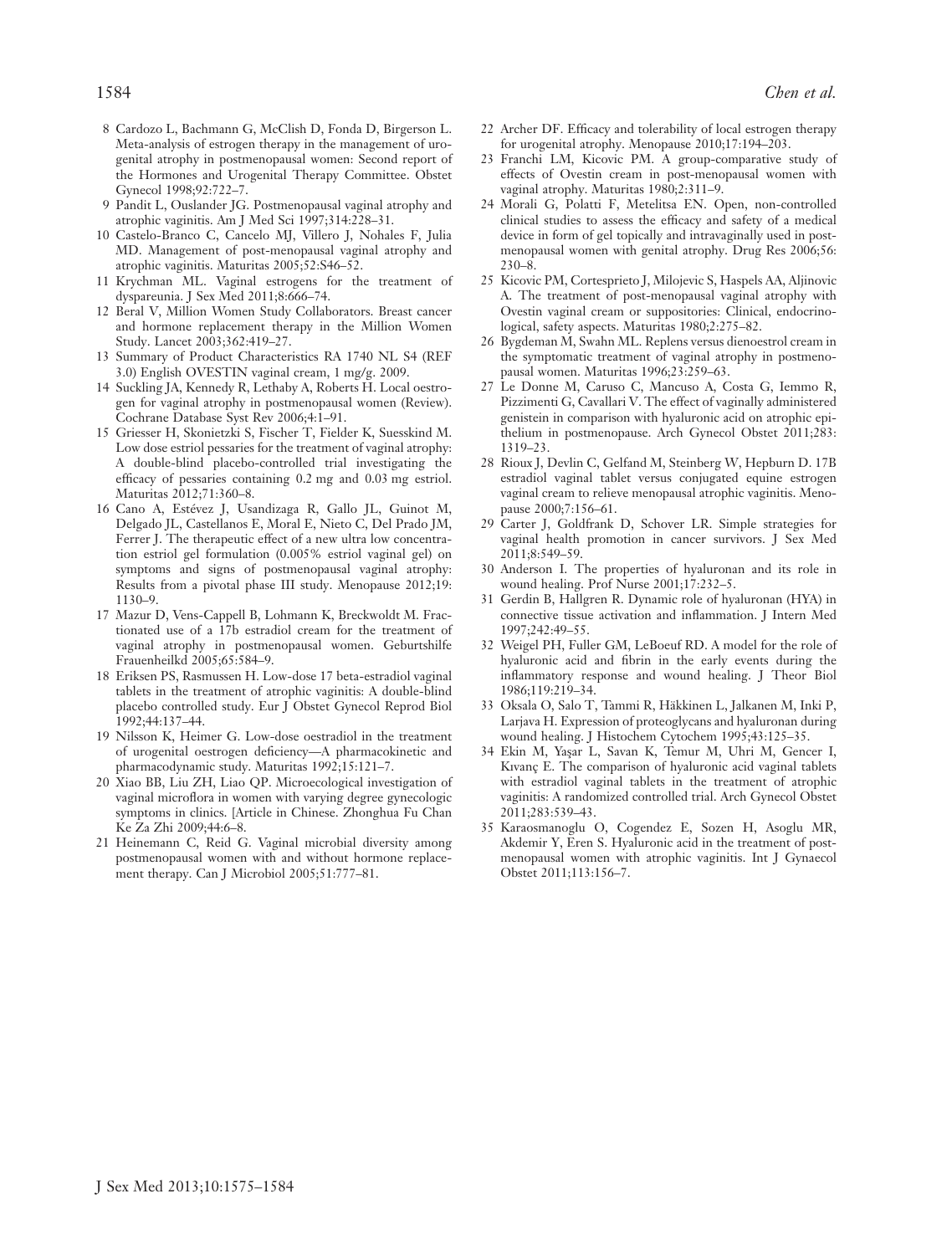8 Cardozo L, Bachmann G, McClish D, Fonda D, Birgerson L. Meta-analysis of estrogen therapy in the management of urogenital atrophy in postmenopausal women: Second report of the Hormones and Urogenital Therapy Committee. Obstet Gynecol 1998;92:722–7.

9 Pandit L, Ouslander JG. Postmenopausal vaginal atrophy and atrophic vaginitis. Am J Med Sci 1997;314:228–31.

10 Castelo-Branco C, Cancelo MJ, Villero J, Nohales F, Julia MD. Management of post-menopausal vaginal atrophy and atrophic vaginitis. Maturitas 2005;52:S46–52.

11 Krychman ML. Vaginal estrogens for the treatment of dyspareunia. J Sex Med 2011;8:666–74.

12 Beral V, Million Women Study Collaborators. Breast cancer and hormone replacement therapy in the Million Women Study. Lancet 2003;362:419–27.

13 Summary of Product Characteristics RA 1740 NL S4 (REF 3.0) English OVESTIN vaginal cream, 1 mg/g. 2009.

14 Suckling JA, Kennedy R, Lethaby A, Roberts H. Local oestrogen for vaginal atrophy in postmenopausal women (Review). Cochrane Database Syst Rev 2006;4:1–91.

15 Griesser H, Skonietzki S, Fischer T, Fielder K, Suesskind M. Low dose estriol pessaries for the treatment of vaginal atrophy: A double-blind placebo-controlled trial investigating the efficacy of pessaries containing 0.2 mg and 0.03 mg estriol. Maturitas 2012;71:360–8.

16 Cano A, Estévez J, Usandizaga R, Gallo JL, Guinot M, Delgado JL, Castellanos E, Moral E, Nieto C, Del Prado JM, Ferrer J. The therapeutic effect of a new ultra low concentration estriol gel formulation (0.005% estriol vaginal gel) on symptoms and signs of postmenopausal vaginal atrophy: Results from a pivotal phase III study. Menopause 2012;19:1130–9.

17 Mazur D, Vens-Cappell B, Lohmann K, Breckwoldt M. Fractionated use of a 17b estradiol cream for the treatment of vaginal atrophy in postmenopausal women. Geburtshilfe Frauenheilkd 2005;65:584–9.

18 Eriksen PS, Rasmussen H. Low-dose 17 beta-estradiol vaginal tablets in the treatment of atrophic vaginitis: A double-blind placebo controlled study. Eur J Obstet Gynecol Reprod Biol 1992;44:137–44.

19 Nilsson K, Heimer G. Low-dose oestradiol in the treatment of urogenital oestrogen deficiency—A pharmacokinetic and pharmacodynamic study. Maturitas 1992;15:121–7.

20 Xiao BB, Liu ZH, Liao QP. Microecological investigation of vaginal microflora in women with varying degree gynecologic symptoms in clinics. [Article in Chinese. Zhonghua Fu Chan Ke Za Zhi 2009;44:6–8.

21 Heinemann C, Reid G. Vaginal microbial diversity among postmenopausal women with and without hormone replacement therapy. Can J Microbiol 2005;51:777–81.

22 Archer DF. Efficacy and tolerability of local estrogen therapy for urogenital atrophy. Menopause 2010;17:194–203.

23 Franchi LM, Kicovic PM. A group-comparative study of effects of Ovestin cream in post-menopausal women with vaginal atrophy. Maturitas 1980;2:311–9.

24 Morali G, Polatti F, Metelitsa EN. Open, non-controlled clinical studies to assess the efficacy and safety of a medical device in form of gel topically and intravaginally used in postmenopausal women with genital atrophy. Drug Res 2006;56:230–8.

25 Kicovic PM, Cortesprieto J, Milojevic S, Haspels AA, Aljinovic A. The treatment of post-menopausal vaginal atrophy with Ovestin vaginal cream or suppositories: Clinical, endocrinological, safety aspects. Maturitas 1980;2:275–82.

26 Bygdeman M, Swahn ML. Replens versus dienoestrol cream in the symptomatic treatment of vaginal atrophy in postmenopausal women. Maturitas 1996;23:259–63.

27 Le Donne M, Caruso C, Mancuso A, Costa G, Iemmo R, Pizzimenti G, Cavallari V. The effect of vaginally administered genistein in comparison with hyaluronic acid on atrophic epithelium in postmenopause. Arch Gynecol Obstet 2011;283:1319–23.

28 Rioux J, Devlin C, Gelfand M, Steinberg W, Hepburn D. 17B estradiol vaginal tablet versus conjugated equine estrogen vaginal cream to relieve menopausal atrophic vaginitis. Menopause 2000;7:156–61.

29 Carter J, Goldfrank D, Schover LR. Simple strategies for vaginal health promotion in cancer survivors. J Sex Med 2011;8:549–59.

30 Anderson I. The properties of hyaluronan and its role in wound healing. Prof Nurse 2001;17:232–5.

31 Gerdin B, Hallgren R. Dynamic role of hyaluronan (HYA) in connective tissue activation and inflammation. J Intern Med 1997;242:49–55.

32 Weigel PH, Fuller GM, LeBoeuf RD. A model for the role of hyaluronic acid and fibrin in the early events during the inflammatory response and wound healing. J Theor Biol 1986;119:219–34.

33 Oksala O, Salo T, Tammi R, Häkkinen L, Jalkanen M, Inki P, Larjava H. Expression of proteoglycans and hyaluronan during wound healing. J Histochem Cytochem 1995;43:125–35.

34 Ekin M, Yaşar L, Savan K, Temur M, Uhri M, Gencer I, Kıvanç E. The comparison of hyaluronic acid vaginal tablets with estradiol vaginal tablets in the treatment of atrophic vaginitis: A randomized controlled trial. Arch Gynecol Obstet 2011;283:539–43.

35 Karaosmanoglu O, Cogendez E, Sozen H, Asoglu MR, Akdemir Y, Eren S. Hyaluronic acid in the treatment of postmenopausal women with atrophic vaginitis. Int J Gynaecol Obstet 2011;113:156–7.